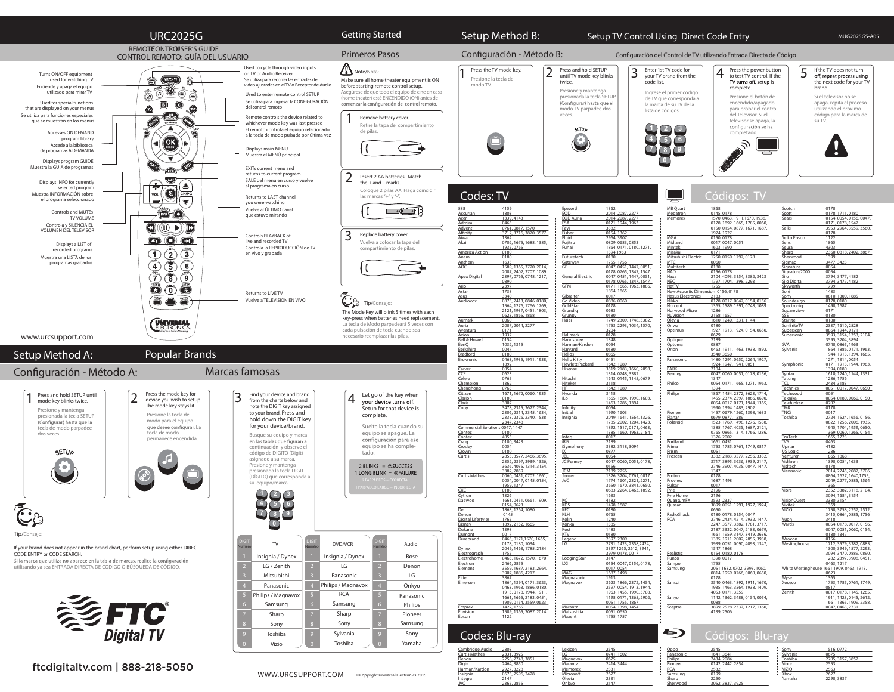# URC2025G

REMOTE CONTROL USER'S GUIDE
CONTROL REMOTO: GUÍA DEL USUARIO

- Turns ON/OFF equipment used for watching TV / Enciende y apaga el equipo utilizado para mirar TV
- Used for special functions that are displayed on your menus / Se utiliza para funciones especiales que se muestran en los menús
- Accesses ON DEMAND program library / Accede a la biblioteca de programas A DEMANDA
- Displays program GUIDE / Muestra la GUÍA de programas
- Displays INFO for currently selected program / Muestra INFORMACIÓN sobre el programa seleccionado
- Controls and MUTEs TV VOLUME / Controla y SILENCIA EL VOLÚMEN DEL TELEVISOR
- Displays a LIST of recorded programs / Muestra una LISTA de los programas grabados
- Used to cycle through video inputs on TV or Audio Receiver / Se utiliza para recorrer las entradas de video ajustadas en el TV o Receptor de Audio
- Used to enter remote control SETUP / Se utiliza para ingresar la CONFIGURACIÓN del control remoto
- Remote controls the device related to whichever mode key was last pressed / El remoto controla el equipo relacionado a la tecla de modo pulsada por última vez
- Displays main MENU / Muestra el MENÚ principal
- EXITs current menu and returns to current program / SALE del menu en curso y vuelve al programa en curso
- Returns to LAST channel you were watching / Vuelve al ÚLTIMO canal que estuvo mirando
- Controls PLAYBACK of live and recorded TV / Controla la REPRODUCCIÓN de TV en vivo y grabada
- Returns to LIVE TV / Vuelve a TELEVISIÓN EN VIVO

www.urcsupport.com

## Getting Started / Primeros Pasos

**Note**/Nota:

Make sure all home theater equipment is ON before starting remote control setup.
Asegúrese de que todo el equipo de cine en casa (home theater) esté ENCENDIDO (ON) antes de comenzar la configuración del control remoto.

1. Remove battery cover.
   Retire la tapa del compartimiento de pilas.
2. Insert 2 AA batteries. Match the + and – marks.
   Coloque 2 pilas AA. Haga coincidir las marcas "+" y "-".
3. Replace battery cover.
   Vuelva a colocar la tapa del compartimiento de pilas.

**Tip**/Consejo:

The Mode Key will blink 5 times with each key-press when batteries need replacement.
La tecla de Modo parpadeará 5 veces con cada pulsación de tecla cuando sea necesario reemplazar las pilas.

## Setup Method A: Popular Brands
## Configuración - Método A: Marcas famosas

1. Press and hold SETUP until mode key blinks twice.
   Presione y mantenga presionada la tecla SETUP (Configurar) hasta que la tecla de modo parpadee dos veces.
2. Press the mode key for the device you wish to setup. The mode key stays lit.
   Presione la tecla de modo para el equipo que desee configurar. La tecla de modo permanece encendida.
3. Find your device and brand from the charts below and note the DIGIT key assigned to your brand. Press and hold down the DIGIT key for your device/brand.
   Busque su equipo y marca en las tablas que figuran a continuación y observe el código de DÍGITO (Digit) asignado a su marca. Presione y mantenga presionada la tecla DIGIT (DÍGITO) que corresponda a su equipo/marca.
4. Let go of the key when your device turns off. Setup for that device is complete.
   Suelte la tecla cuando su equipo se apague. La configuración para ese equipo se ha completado.

2 BLINKS = SUCCESS
1 LONG BLINK = FAILURE
2 PARPADEOS = CORRECTA
1 PARPADEO LARGO = INCORRECTA

**Tip**/Consejo:

If your brand does not appear in the brand chart, perform setup using either DIRECT CODE ENTRY or CODE SEARCH.
Si la marca que utiliza no aparece en la tabla de marcas, realice la configuración utilizando ya sea ENTRADA DIRECTA DE CÓDIGO O BÚSQUEDA DE CÓDIGO.

| DIGIT Número | TV | DIGIT Número | DVD/VCR | DIGIT Número | Audio |
|---|---|---|---|---|---|
| 1 | Insignia / Dynex | 1 | Insignia / Dynex | 1 | Bose |
| 2 | LG / Zenith | 2 | LG | 2 | Denon |
| 3 | Mitsubishi | 3 | Panasonic | 3 | LG |
| 4 | Panasonic | 4 | Philips / Magnavox | 4 | Onkyo |
| 5 | Philips / Magnavox | 5 | RCA | 5 | Panasonic |
| 6 | Samsung | 6 | Samsung | 6 | Philips |
| 7 | Sharp | 7 | Sharp | 7 | Pioneer |
| 8 | Sony | 8 | Sony | 8 | Samsung |
| 9 | Toshiba | 9 | Sylvania | 9 | Sony |
| 0 | Vizio | 0 | Toshiba | 0 | Yamaha |

FTC Digital TV

ftcdigitaltv.com | 888-218-5050

WWW.URCSUPPORT.COM ©Copyright Universal Electronics 2015

## Setup Method B: Setup TV Control Using Direct Code Entry
## Configuración - Método B: Configuración del Control de TV utilizando Entrada Directa de Código

1. Press the TV mode key.
   Presione la tecla de modo TV.
2. Press and hold SETUP until TV mode key blinks twice.
   Presione y mantenga presionada la tecla SETUP (Configurar) hasta que el modo TV parpadee dos veces.
3. Enter 1st TV code for your TV brand from the code list.
   Ingrese el primer código de TV que corresponda a la marca de su TV de la lista de códigos.
4. Press the power button to test TV control. If the TV turns off, setup is complete.
   Presione el botón de encendido/apagado para probar el control del Televisor. Si el televisor se apaga, la configuración se ha completado.
5. If the TV does not turn off, repeat process using the next code for your TV brand.
   Si el televisor no se apaga, repita el proceso utilizando el próximo código para la marca de su TV.

## Codes: TV / Códigos: TV

| Brand | Codes |
|---|---|
| 888 | 4159 |
| Accurian | 1803 |
| Acer | 1339, 4143 |
| Admiral | 0463 |
| Advent | 0761, 0817, 1570 |
| Affinity | 3717, 3716, 3870, 3577 |
| Aiwa | 1362 |
| Akai | 0702, 1675, 1688, 1385, 1935, 0765 |
| America Action | 0180 |
| Anam | 0180 |
| Anthem | 1633 |
| AOC | 1589, 1365, 3720, 2014, 2087, 2402, 3707, 1089 |
| Apex Digital | 2397, 0765, 0748, 1217, 0890 |
| Ario | 2397 |
| Astar | 1738 |
| Asus | 3340 |
| Audiovox | 0875, 2413, 0846, 0180, 1564, 1276, 1766, 1769, 2121, 1937, 0451, 1803, 0623, 1865, 1868 |
| Aumark | 0060 |
| Auria | 2087, 2014, 2277 |
| Aventura | 0171 |
| Axion | 1937 |
| Bell & Howell | 0154 |
| BenQ | 1032, 1315 |
| Berkshire | 0047 |
| Bradford | 0180 |
| Broksonic | 0463, 1935, 1911, 1938, 1892 |
| Carver | 0054 |
| CCE | 0623 |
| Celera | 0765 |
| Champion | 1362 |
| Changhong | 0765 |
| Citizen | 1671, 1672, 0060, 1935 |
| Clarion | 0180 |
| Claris | 3807 |
| Coby | 3478, 2315, 3627, 2344, 2306, 2314, 2345, 1634, 2338, 2326, 2340, 1538, 2347, 2348 |
| Commercial Solutions | 0047, 1447 |
| Contec | 0180 |
| Contex | 4053 |
| Craig | 0180, 3423 |
| Crosley | 0054 |
| Crown | 0180 |
| Curtis | 2855, 3577, 2466, 3895, 2352, 2397, 3939, 1326, 3636, 4035, 1314, 3154, 3382, 2859 |
| Curtis Mathes | 0060, 0451, 0702, 1661, 0054, 0047, 0145, 0154, 1959, 1347 |
| CXC | 0180 |
| Cytron | 1326 |
| Daewoo | 1661, 0451, 0661, 1909, 0154, 0623 |
| Dell | 1863, 1264, 1080 |
| Denon | 0145 |
| Digital Lifestyles | 1765 |
| Disney | 1892, 2152, 1665 |
| Dukane | 1398 |
| Dumont | 0017 |
| Durabrand | 0463, 0171, 1570, 1665, 0178, 0180, 1034 |
| Dynex | 2049, 1463, 1785, 2184 |
| Electrograph | 1755 |
| Electrohome | 0463, 1672, 1570, 1670 |
| Electron | 2466, 2855 |
| Element | 3559, 1687, 2183, 2964, 3907, 1886, 4217 |
| Elite | 3867 |
| Emerson | 1864, 1394, 0171, 3623, 0463, 1963, 1886, 0180, 1913, 0178, 1944, 1911, 1661, 1665, 2183, 0451, 1909, 0154, 3559, 0623 |
| Emprex | 1422, 1765 |
| Envision | 1589, 1365, 2087, 2014 |
| Epson | 1122 |
| Epworth | 1362 |
| EQD | 2014, 2087, 2277 |
| EQD Auria | 2014, 2087, 2277 |
| ESA | 0171, 1944, 1963 |
| Favi | 3382 |
| Fisher | 0154, 1362 |
| Fluid | 2964, 3907 |
| Fujitsu | 0809, 0683, 0853 |
| Funai | 1864, 0171, 0180, 1271, 1394, 1963 |
| Futuretech | 0180 |
| Gateway | 1755, 1756 |
| GE | 0047, 0451, 1447, 0051, 0178, 0765, 1347, 1547 |
| General Electric | 0047, 0451, 1447, 0051, 0178, 0765, 1347, 1547 |
| GFM | 0171, 1665, 1963, 1886, 1864, 1865 |
| Gibralter | 0017 |
| Go Video | 0886, 0060 |
| GoldStar | 0178 |
| Grundig | 0683 |
| Grunpy | 0180 |
| Haier | 1749, 2309, 1748, 2283, 1753, 2293, 1034, 1570, 3204 |
| Hallmark | 0178 |
| Hannspree | 1348 |
| Harman/Kardon | 0054 |
| Harvard | 0180 |
| Helios | 0865 |
| Hello Kitty | 0451 |
| Hewlett Packard | 1642, 1089 |
| Hisense | 3519, 2183, 1660, 2098, 1314, 0748, 3382 |
| Hitachi | 1643, 0145, 1145, 0679 |
| Hiteker | 3118 |
| HP | 1642, 1089 |
| Hyundai | 3418 |
| iLo | 1665, 1684, 1990, 1603, 1463, 1286, 1394 |
| Infinity | 0054 |
| Initial | 1990, 1603 |
| Insignia | 2049, 1641, 1564, 1326, 1785, 2002, 1204, 1423, 1892, 1517, 0171, 0463, 1385, 1660, 3118, 2184 |
| Inteq | 0017 |
| iRIS | 2189 |
| iSymphony | 3382, 3118, 3094 |
| IX | 0877 |
| JBL | 0054 |
| JC Penney | 0047, 0060, 0051, 0178, 0156 |
| JCM | 2189, 2256 |
| Jensen | 1326, 3204, 0761, 0817 |
| JVC | 1774, 1601, 2321, 2271, 3650, 1670, 3841, 0650, 0683, 2264, 0463, 1892, 1653 |
| KC | 4182 |
| KDS | 1498, 1687 |
| KEC | 0180 |
| KLH | 0765 |
| Kolin | 1240 |
| Konka | 1385 |
| Kost | 1483 |
| KTV | 0180 |
| Legend | 2397, 2309 |
| LG | 2731, 1423, 2358, 2424, 3397, 1265, 2612, 3941, 3979, 0178, 0017 |
| LodgingStar | 3147 |
| LXI | 0154, 0047, 0156, 0178, 0017, 0054 |
| MAG | 1687, 1498 |
| Magnasonic | 1913 |
| Magnavox | 3623, 1866, 2372, 1454, 2597, 0054, 1913, 1944, 1963, 1455, 1990, 3708, 1198, 0171, 1365, 2902, 0051, 1755, 1867 |
| Marantz | 0054, 1398, 1454 |
| Matsushita | 0051, 0650 |
| Maxent | 1755, 1757 |
| MB Quart | 1868 |
| Megatron | 0145, 0178 |
| Memorex | 1570, 0463, 1911, 1670, 1938, 0178, 1892, 1665, 1785, 0060, 0150, 0154, 0877, 1671, 1687, 1924, 1927 |
| MGA | 0150, 0178 |
| Midland | 0017, 0047, 0051 |
| Mintek | 1603, 1990 |
| Misakai | 0171 |
| Mitsubishi Electric | 1250, 0150, 1797, 0178 |
| MTC | 0060 |
| Multitech | 0180 |
| NAD | 0156, 0178 |
| Naxa | 2104, 4093, 3154, 3382, 3423 |
| NEC | 1797, 1704, 1398, 2293 |
| NetTV | 1755 |
| New Acoustic Dimension | 0156, 0178 |
| Nexus Electronics | 2183 |
| Nikko | 0178, 0017, 0047, 0154, 0156 |
| Norcent | 1365, 1589, 1591, 0748, 1089 |
| Norwood Micro | 1286 |
| NuVision | 2158, 1657 |
| Olevia | 1610, 1240, 1331, 1144 |
| Onwa | 0180 |
| Optimus | 1927, 1913, 1924, 0154, 0650, 0679 |
| Optique | 2189 |
| Optoma | 0887 |
| Orion | 0463, 1911, 1463, 1938, 1892, 3540, 3650 |
| Panasonic | 1480, 1291, 0650, 2264, 1927, 1924, 1947, 1941, 0051 |
| PARK | 2104 |
| Penney | 0047, 0060, 0051, 0178, 0156, 1347 |
| Philco | 0054, 0171, 1665, 1271, 1963, 1394 |
| Philips | 1867, 1454, 2372, 3623, 1744, 1455, 2374, 2597, 1866, 0690, 0054, 0017, 0171, 1944, 1963, 1990, 1394, 2902 |
| Pioneer | 1457, 0679, 1260, 1398, 1633 |
| Planar | 0679, 0877, 1589 |
| Polaroid | 1523, 1769, 1498, 1276, 1538, 1385, 1767, 4035, 1687, 2121, 0765, 0865, 1314, 1766, 1286, 1326, 2002 |
| Portland | 1661, 0451 |
| Prima | 1753, 1785, 0761, 1749, 0817 |
| Prism | 0051 |
| Proscan | 3382, 2183, 3577, 2256, 3332, 3717, 3895, 3636, 3939, 2147, 2746, 3907, 4035, 0047, 1447, 1347 |
| Proton | 0178 |
| Proview | 1687, 1498 |
| Pulsar | 0017 |
| Pyle | 2196 |
| Pyle Home | 2196 |
| QuantumFX | 3593, 2337 |
| Quasar | 3899, 0051, 1291, 1927, 1924, 0650 |
| RadioShack | 0180, 0178, 0154, 0047 |
| RCA | 2746, 2434, 4214, 2932, 1447, 2247, 3577, 3382, 1781, 3717, 2187, 3332, 0047, 2183, 0679, 1661, 1959, 3147, 3419, 3636, 1385, 1911, 2002, 2855, 3938, 3939, 0051, 0090, 4093, 1347, 1547, 1868 |
| Realistic | 0154, 0180, 0178 |
| Runco | 1398, 0017 |
| Sampo | 1755 |
| Samsung | 2051, 1632, 0702, 3993, 1060, 0814, 1959, 0766, 0060, 0650, 0178 |
| Sansui | 3540, 0463, 1892, 1911, 1670, 1935, 1463, 3564, 1938, 1409, 4053, 0171, 3559 |
| Sanyo | 1142, 1362, 3488, 0154, 0054, 0088 |
| Sceptre | 3899, 2528, 2337, 1217, 1360, 4139, 2506 |
| Scotch | 0178 |
| Scott | 0178, 1711, 0180 |
| Sears | 0154, 0054, 0156, 0047, 0171, 0178, 1547 |
| Seiki | 3953, 2964, 3559, 3560, 0178 |
| Seiko Epson | 1122 |
| Sens | 1865 |
| Seura | 4303 |
| Sharp | 2360, 0818, 2402, 3867 |
| Sherwood | 1399 |
| Sigmac | 3477, 3423 |
| Signature | 0054 |
| Signature2000 | 0054 |
| Silo | 3794, 3477, 4182 |
| Silo Digital | 3794, 3477, 4182 |
| Skyworth | 1799 |
| Solé | 1483 |
| Sony | 0810, 1300, 1685 |
| Soundesign | 0178, 0180 |
| Spectroniq | 1498, 1687 |
| Squareview | 0171 |
| SSS | 0180 |
| Starlite | 0180 |
| SunBriteTV | 2337, 1610, 2528 |
| Superscan | 0864, 1944, 0171 |
| Supersonic | 3593, 3154, 1753, 2104, 3595, 3204, 3894 |
| SVA | 0748, 0865, 1963 |
| Sylvania | 1864, 1886, 0171, 1963, 1944, 1913, 1394, 1665, 1271, 1314, 0054 |
| Symphonic | 0171, 1913, 1944, 1963, 1394, 0180 |
| Syntax | 1610, 1240, 1144, 1331 |
| Tatung | 1286, 1756 |
| TCL | 2434, 3183 |
| Technics | 0051, 0017, 0047, 0650 |
| Techwood | 0051 |
| Teknika | 0054, 0180, 0060, 0150 |
| Telefunken | 0702 |
| TMK | 0178 |
| TNCi | 0017 |
| Toshiba | 2724, 1524, 1656, 0156, 0822, 1256, 2006, 1935, 1945, 1704, 1959, 0650, 1369, 0060, 1265, 0154 |
| TruTech | 1665, 1723 |
| TVS | 0463 |
| Upstar | 4182 |
| US Logic | 1286 |
| Venturer | 1865, 1868 |
| Vidikron | 1398, 0054, 1633 |
| Vidtech | 0178 |
| Viewsonic | 2014, 2745, 2087, 3706, 0864, 1627, 1640, 1755, 2049, 2277, 0885, 1564, 1365 |
| Viore | 2352, 3382, 3118, 2104, 3094, 1684, 3154 |
| VisionQuest | 3380, 3154 |
| Vivitek | 1369 |
| VIZIO | 1758, 3758, 2757, 2512, 3415, 0864, 0885, 1756 |
| Vuon | 3418 |
| Wards | 0054, 0178, 0017, 0156, 0047, 0051, 0060, 0154, 0180, 1347 |
| Waycon | 0156 |
| Westinghouse | 1712, 3579, 3382, 0885, 1300, 3949, 1577, 2293, 3094, 3470, 0889, 0890, 1282, 2397, 3908, 0451, 0463, 1217 |
| White Westinghouse | 1661, 1909, 0463, 1913, 0623 |
| Wyse | 1365 |
| Xoceco | 1753, 1785, 0761, 1749, 0817 |
| Zenith | 0017, 0178, 1145, 1265, 1911, 1423, 0145, 2612, 1661, 1665, 1909, 2358, 0047, 0463, 2731 |

## Codes: Blu-ray / Códigos: Blu-ray

| Brand | Codes |
|---|---|
| Cambridge Audio | 2808 |
| Curtis Mathes | 2331, 3925 |
| Denon | 2258, 2748, 3851 |
| Digix | 2464, 3850 |
| Harman/Kardon | 2927, 3228 |
| Insignia | 0675, 2596, 2428 |
| Integra | 2147 |
| JVC | 2365, 2855 |
| Lexicon | 2545 |
| LG | 0741, 1602 |
| Magnavox | 0675 |
| Marantz | 2414, 3444 |
| Memorex | 2331 |
| Microsoft | 2627 |
| Olevia | 2331 |
| Onkyo | 2147 |
| Oppo | 2545 |
| Panasonic | 1641, 3641 |
| Philips | 2434, 2084 |
| Pioneer | 0142, 2442, 2854 |
| RCA | 2532 |
| Samsung | 0199 |
| Sharp | 2250 |
| Sherwood | 3052, 3837, 3925 |
| Sony | 1516, 0772 |
| Sylvania | 0675 |
| Toshiba | 2705, 3157, 3857 |
| Viore | 2553 |
| VIZIO | 2563 |
| Xbox | 2627 |
| Yamaha | 2298, 3837 |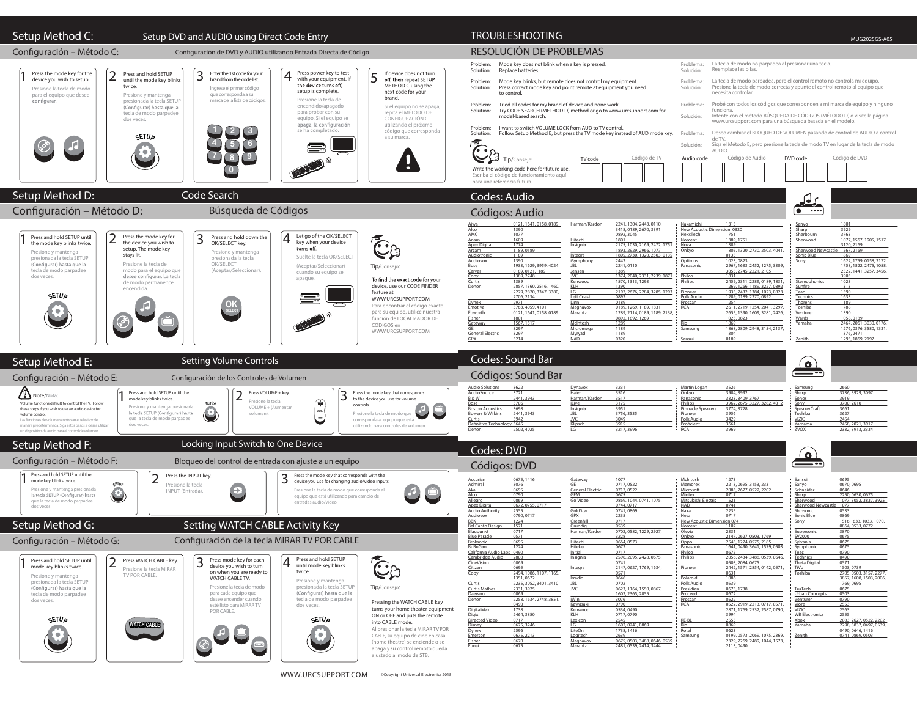## Setup Method C: Setup DVD and AUDIO using Direct Code Entry

### Configuración – Método C: Configuración de DVD y AUDIO utilizando Entrada Directa de Código

1. Press the mode key for the device you wish to setup.
   Presione la tecla de modo para el equipo que desee configurar.
2. Press and hold SETUP until the mode key blinks twice.
   Presione y mantenga presionada la tecla SETUP (Configurar) hasta que la tecla de modo parpadee dos veces.
3. Enter the 1st code for your brand from the code list.
   Ingrese el primer código que corresponda a su marca de la lista de códigos.
4. Press power key to test with your equipment. If the device turns off, setup is complete.
   Presione la tecla de encendido/apagado para probar con su equipo. Si el equipo se apaga, la configuración se ha completado.
5. If device does not turn off, then repeat SETUP METHOD C using the next code for your brand.
   Si el equipo no se apaga, repita el MÉTODO DE CONFIGURACIÓN C utilizando el próximo código que corresponda a su marca.

## Setup Method D: Code Search

### Configuración – Método D: Búsqueda de Códigos

1. Press and hold SETUP until the mode key blinks twice.
   Presione y mantenga presionada la tecla SETUP (Configurar) hasta que la tecla de modo parpadee dos veces.
2. Press the mode key for the device you wish to setup. The mode key stays lit.
   Presione la tecla de modo para el equipo que desee configurar. La tecla de modo permanece encendida.
3. Press and hold down the OK/SELECT key.
   Presione y mantenga presionada la tecla OK/SELECT (Aceptar/Seleccionar).
4. Let go of the OK/SELECT key when your device turns off.
   Suelte la tecla OK/SELECT (Aceptar/Seleccionar) cuando su equipo se apague.

Tip/Consejo:

To find the exact code for your device, use our CODE FINDER feature at WWW.URCSUPPORT.COM
Para encontrar el código exacto para su equipo, utilice nuestra función de LOCALIZADOR DE CÓDIGOS en WWW.URCSUPPORT.COM

## Setup Method E: Setting Volume Controls

### Configuración – Método E: Configuración de los Controles de Volumen

Note/Nota:
Volume functions default to control the TV. Follow these steps if you wish to use an audio device for volume control.
Las funciones de volumen controlan el televisor de manera predeterminada. Siga estos pasos si desea utilizar un dispositivo de audio para el control de volumen.

1. Press and hold SETUP until the mode key blinks twice.
   Presione y mantenga presionada la tecla SETUP (Configurar) hasta que la tecla de modo parpadee dos veces.
2. Press VOLUME + key.
   Presione la tecla VOLUME + (Aumentar volumen).
3. Press the mode key that corresponds to the device you use for volume controls.
   Presione la tecla de modo que corresponda al equipo que está utilizando para controles de volumen.

## Setup Method F: Locking Input Switch to One Device

### Configuración – Método F: Bloqueo del control de entrada con ajuste a un equipo

1. Press and hold SETUP until the mode key blinks twice.
   Presione y mantenga presionada la tecla SETUP (Configurar) hasta que la tecla de modo parpadee dos veces.
2. Press the INPUT key.
   Presione la tecla INPUT (Entrada).
3. Press the mode key that corresponds with the device you use for changing audio/video inputs.
   Presione la tecla de modo que corresponda al equipo que está utilizando para cambio de entradas audio/video.

## Setup Method G: Setting WATCH CABLE Activity Key

### Configuración – Método G: Configuración de la tecla MIRAR TV POR CABLE

1. Press and hold SETUP until mode key blinks twice.
   Presione y mantenga presionada la tecla SETUP (Configurar) hasta que la tecla de modo parpadee dos veces.
2. Press WATCH CABLE key.
   Presione la tecla MIRAR TV POR CABLE.
3. Press mode key for each device you wish to turn on when you are ready to WATCH CABLE TV.
   Presione la tecla de modo para cada equipo que desee encender cuando esté listo para MIRAR TV POR CABLE.
4. Press and hold SETUP until mode key blinks twice.
   Presione y mantenga presionada la tecla SETUP (Configurar) hasta que la tecla de modo parpadee dos veces.

Tip/Consejo:

Pressing the WATCH CABLE key turns your home theater equipment ON or OFF and puts the remote into CABLE mode.
Al presionar la tecla MIRAR TV POR CABLE, su equipo de cine en casa (home theatre) se enciende o se apaga y su control remoto queda ajustado al modo de STB.

WWW.URCSUPPORT.COM ©Copyright Universal Electronics 2015

## TROUBLESHOOTING

MUG2025GS-A05

### RESOLUCIÓN DE PROBLEMAS

Problem: Mode key does not blink when a key is pressed.
Solution: Replace batteries.

Problema: La tecla de modo no parpadea al presionar una tecla.
Solución: Reemplace las pilas.

Problem: Mode key blinks, but remote does not control my equipment.
Solution: Press correct mode key and point remote at equipment you need to control.

Problema: La tecla de modo parpadea, pero el control remoto no controla mi equipo.
Solución: Presione la tecla de modo correcta y apunte el control remoto al equipo que necesita controlar.

Problem: Tried all codes for my brand of device and none work.
Solution: Try CODE SEARCH (METHOD D) method or go to www.urcsupport.com for model-based search.

Problema: Probé con todos los códigos que corresponden a mi marca de equipo y ninguno funciona.
Solución: Intente con el método BÚSQUEDA DE CÓDIGOS (MÉTODO D) o visite la página www.urcsupport.com para una búsqueda basada en el modelo.

Problem: I want to switch VOLUME LOCK from AUD to TV control.
Solution: Follow Setup Method E, but press the TV mode key instead of AUD mode key.

Problema: Deseo cambiar el BLOQUEO DE VOLUMEN pasando de control de AUDIO a control de TV.
Solución: Siga el Método E, pero presione la tecla de modo TV en lugar de la tecla de modo AUDIO.

Tip/Consejo:
Write the working code here for future use.
Escriba el código de funcionamiento aquí para una referencia futura.

TV code / Código de TV: ____  
Audio code / Código de Audio: ____  
DVD code / Código de DVD: ____

## Codes: Audio

### Códigos: Audio

| | |
|---|---|
| Aiwa | 0121, 1641, 0158, 0189 |
| Alco | 1390 |
| AMC | 1077 |
| Anam | 1609 |
| Apex Digital | 1774 |
| Arcam | 1189, 0189 |
| Audiotronic | 1189 |
| Audiovox | 1390 |
| Bose | 1933, 1629, 3959, 4024 |
| Carver | 0189, 0121, 1189 |
| Coby | 1389, 2748 |
| Curtis | 1389 |
| Denon | 2857, 1360, 2516, 1460, 2279, 2820, 3347, 3380, 2706, 2134 |
| Dynex | 2971 |
| Emotiva | 3763, 4059, 4101 |
| Epworth | 0121, 1641, 0158, 0189 |
| Fisher | 1801 |
| Gateway | 1567, 1517 |
| GE | 3297 |
| General Electric | 3297 |
| GPX | 3214 |
| Harman/Kardon | 2241, 1304, 2443, 0110, 3418, 0189, 2670, 3391 0892, 3045 |
| Hitachi | 1801 |
| Insignia | 2175, 1030, 2169, 2472, 1751 1893, 2929, 2966, 1077 |
| Integra | 1805, 2730, 1320, 2503, 0135 |
| iSymphony | 2442 |
| JBL | 2241, 0110 |
| Jensen | 1389 |
| JVC | 1374, 2040, 2331, 2239, 1871 |
| Kenwood | 1570, 1313, 1293 |
| KLH | 1390 |
| LG | 2197, 2676, 2284, 3285, 1293 |
| Left Coast | 0892 |
| Linn | 0189 |
| Magnavox | 0189, 1269, 1189, 1831 |
| Marantz | 1289, 2114, 0189, 1189, 2138, 0892, 1892, 1269 |
| McIntosh | 1289 |
| Micromega | 1189 |
| Myryad | 1189 |
| NAD | 0320 |
| Nakamichi | 1313 |
| New Acoustic Dimension | 0320 |
| NexxTech | 1751 |
| Norcent | 1389, 1751 |
| Nova | 1389 |
| Onkyo | 1805, 1320, 2730, 2503, 4041, 0135 |
| Optimus | 1023, 0823 |
| Panasonic | 2967, 1633, 2452, 1275, 3309, 3055, 2745, 2221, 2105 |
| Philco | 1831 |
| Philips | 2459, 2311, 2289, 0189, 1831, 1269, 1266, 1189, 3227, 0892 |
| Pioneer | 1935, 2432, 1384, 1023, 0823 |
| Polk Audio | 1289, 0189, 2270, 0892 |
| Proscan | 1254 |
| RCA | 2611, 2719, 1254, 2041, 3297, 2655, 1390, 1609, 3281, 2426, 1023, 0823 |
| Rio | 1869 |
| Samsung | 1868, 2809, 2948, 3154, 2137, 1304 |
| Sansui | 0189 |
| Sanyo | 1801 |
| Sharp | 3929 |
| Sherbourn | 3763 |
| Sherwood | 1077, 1567, 1905, 1517, 3120, 2169 |
| Sherwood Newcastle | 1567, 2169 |
| Sonic Blue | 1869 |
| Sony | 1622, 1759, 0158, 2172, 1758, 1822, 2475, 1058, 2522, 1441, 3257, 3456, 3903 |
| Stereophonics | 1023 |
| Sunfire | 1313 |
| Teac | 1390 |
| Technics | 1633 |
| Thorens | 1189 |
| Toshiba | 1788 |
| Venturer | 1390 |
| Wards | 1058, 0189 |
| Yamaha | 2467, 2061, 3030, 0176, 1276, 0376, 3580, 1331, 1376, 2471 |
| Zenith | 1293, 1869, 2197 |

## Codes: Sound Bar

### Códigos: Sound Bar

| | |
|---|---|
| Audio Solutions | 3622 |
| AudioSource | 3721 |
| B & W | 2441, 3943 |
| Bose | 3706 |
| Boston Acoustics | 3622 |
| Bowers & Wilkins | 2441, 3943 |
| Curtis | 3942 |
| Definitive Technology | 3645 |
| Denon | 2502, 4025 |
| Dynavox | 3231 |
| Haier | 3516 |
| Harman/Kardon | 3517 |
| iLive | 3175 |
| Insignia | 3951 |
| JBL | 3756, 3535 |
| JVC | 3049 |
| Klipsch | 3915 |
| LG | 3217, 3996 |
| Martin Logan | 3526 |
| Onkyo | 3984, 3992 |
| Panasonic | 3323, 3409, 3767 |
| Philips | 3962, 2675, 3227, 3282, 4012 |
| Pinnacle Speakers | 3774, 3728 |
| Pioneer | 3956 |
| Polk Audio | 3429 |
| Proficient | 3661 |
| RCA | 3969 |
| Samsung | 2660 |
| Sharp | 3736, 3929, 3097 |
| Sonos | 3919 |
| Sony | 3700, 2610 |
| SpeakerCraft | 3661 |
| Toshiba | 3627 |
| VIZIO | 2454 |
| Yamaha | 2458, 2021, 3917 |
| ZVOX | 2332, 3913, 2334 |

## Codes: DVD

### Códigos: DVD

| | |
|---|---|
| Accurian | 0675, 1416 |
| Admiral | 3076 |
| Akai | 0695 |
| Alco | 0790 |
| Allegro | 0869 |
| Apex Digital | 0672, 0755, 0717 |
| Audio Authority | 2555 |
| Audiovox | 0790, 0717 |
| BBK | 1224 |
| Bel Canto Design | 1571 |
| Blaupunkt | 0717 |
| Blue Parade | 0571 |
| Broksonic | 0695 |
| BUBuGao | 1224 |
| California Audio Labs | 0490 |
| Cambridge Audio | 2808 |
| CineVision | 0869 |
| Citizen | 0695 |
| Coby | 2494, 1086, 1107, 1165, 1351, 0672 |
| Curtis | 2235, 3052, 3401, 3410 |
| Curtis Mathes | 2331, 3925 |
| Daewoo | 0869 |
| Denon | 2258, 1634, 3748, 3851, 0490 |
| DigitalMax | 1738 |
| Digix | 2464, 3850 |
| Directed Video | 0717 |
| Disney | 0675, 3246 |
| Dynex | 2596 |
| Emerson | 0675, 2213 |
| Fisher | 0670 |
| Funai | 0675 |
| Gateway | 1077 |
| GE | 0717, 0522 |
| General Electric | 0717, 0522 |
| GFM | 0675 |
| Go Video | 0869, 1044, 0741, 1075, 0744, 0717 |
| GoldStar | 0741, 0869 |
| GPX | 2235 |
| Greenhill | 0717 |
| Grundig | 0539 |
| Harman/Kardon | 0702, 0582, 1229, 2927, 3228 |
| Hitachi | 0664, 0573 |
| Hiteker | 0672 |
| Initial | 0717 |
| Insignia | 2596, 2095, 2428, 0675, 0741 |
| Integra | 2147, 0627, 1769, 1634, 0571 |
| Irradio | 0646 |
| JBL | 0702 |
| JVC | 0623, 1164, 1550, 0867, 1602, 2365, 2855 |
| JWin | 3076 |
| Kawasaki | 0790 |
| Kenwood | 0534, 0490 |
| KLH | 0717, 0790 |
| Lexicon | 2545 |
| LG | 1602, 0741, 0869 |
| LiteOn | 1738, 1416 |
| Logitech | 2639 |
| Magnavox | 0675, 0503, 3488, 0646, 0539 |
| Marantz | 2481, 0539, 2414, 3444 |
| McIntosh | 1273 |
| Memorex | 2213, 0695, 3153, 2331 |
| Microsoft | 2083, 2627, 0522, 2202 |
| Mintek | 0717 |
| Mitsubishi Electric | 1521 |
| NAD | 0741 |
| Naxa | 2235 |
| Nesa | 0717 |
| New Acoustic Dimension | 0741 |
| Norcent | 1107 |
| Olevia | 2331 |
| Onkyo | 2147, 0627, 0503, 1769 |
| Oppo | 2545, 1224, 0575, 2185 |
| Panasonic | 1641, 0490, 3641, 1579, 0503 |
| Philco | 0675 |
| Philips | 2056, 2434, 3488, 0539, 0646, 0503, 2084, 0675 |
| Pioneer | 2442, 1571, 2854, 0142, 0571, 0631 |
| Polaroid | 1086 |
| Polk Audio | 0539 |
| Presidian | 0675, 1738 |
| Proceed | 0672 |
| Proscan | 0522 |
| RCA | 0522, 2919, 2213, 0717, 0571, 2871, 1769, 2332, 2587, 0790, 3994 |
| RE-BL | 2555 |
| Rio | 0869 |
| Rotel | 0623 |
| Samsung | 0199, 0573, 2069, 1075, 2369, 2329, 2269, 2489, 1044, 1573, 2113, 0490 |
| Sansui | 0695 |
| Sanyo | 0670, 0695 |
| Schneider | 0646 |
| Sharp | 2250, 0630, 0675 |
| Sherwood | 1077, 3052, 3837, 3925 |
| Sherwood Newcastle | 1077 |
| Shinsonic | 0533 |
| Sonic Blue | 0869 |
| Sony | 1516, 1633, 1033, 1070, 0864, 0533, 0772 |
| Supersonic | 3870 |
| SV2000 | 0675 |
| Sylvania | 0675 |
| Symphonic | 0675 |
| Teac | 0790 |
| Technics | 0490 |
| Theta Digital | 0571 |
| TiVo | 1503, 0739 |
| Toshiba | 2705, 0503, 3157, 2277, 3857, 1608, 1503, 2006, 1769, 0695 |
| TruTech | 0675 |
| Urban Concepts | 0503 |
| Venturer | 0790 |
| Viore | 2553 |
| VIZIO | 2563 |
| WB Electronics | 2555 |
| Xbox | 2083, 2627, 0522, 2202 |
| Yamaha | 2298, 3837, 0497, 0539, 0490, 0646, 1416 |
| Zenith | 0741, 0869, 0503 |